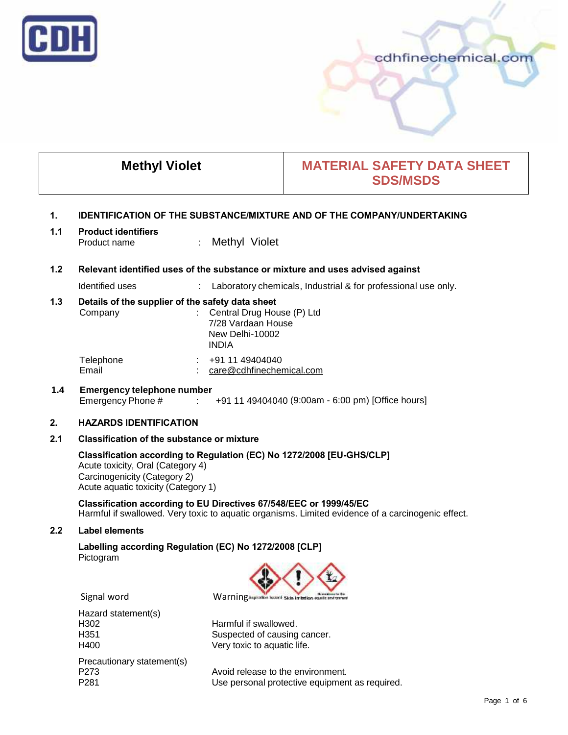# Methyl Violet

**MATERIAL SAFETY DATA SHEET SDS/MSDS**

## 1. IDENTIFICATION OF THE SUBSTANCE/MIXTURE AND OF THE COMPANY/UNDERTAKING

### 1.1 Product identifiers

Product name : Methyl Violet

### 1.2 Relevant identified uses of the substance or mixture and uses advised against

Identified uses : Laboratory chemicals, Industrial & for professional use only.

### 1.3 Details of the supplier of the safety data sheet

Company : Central Drug House (P) Ltd
7/28 Vardaan House
New Delhi-10002
INDIA

Telephone : +91 11 49404040
Email : care@cdhfinechemical.com

### 1.4 Emergency telephone number

Emergency Phone # : +91 11 49404040 (9:00am - 6:00 pm) [Office hours]

## 2. HAZARDS IDENTIFICATION

### 2.1 Classification of the substance or mixture

**Classification according to Regulation (EC) No 1272/2008 [EU-GHS/CLP]**
Acute toxicity, Oral (Category 4)
Carcinogenicity (Category 2)
Acute aquatic toxicity (Category 1)

**Classification according to EU Directives 67/548/EEC or 1999/45/EC**
Harmful if swallowed. Very toxic to aquatic organisms. Limited evidence of a carcinogenic effect.

### 2.2 Label elements

**Labelling according Regulation (EC) No 1272/2008 [CLP]**
Pictogram

Signal word: Warning

Hazard statement(s)

| | |
|---|---|
| H302 | Harmful if swallowed. |
| H351 | Suspected of causing cancer. |
| H400 | Very toxic to aquatic life. |

Precautionary statement(s)

| | |
|---|---|
| P273 | Avoid release to the environment. |
| P281 | Use personal protective equipment as required. |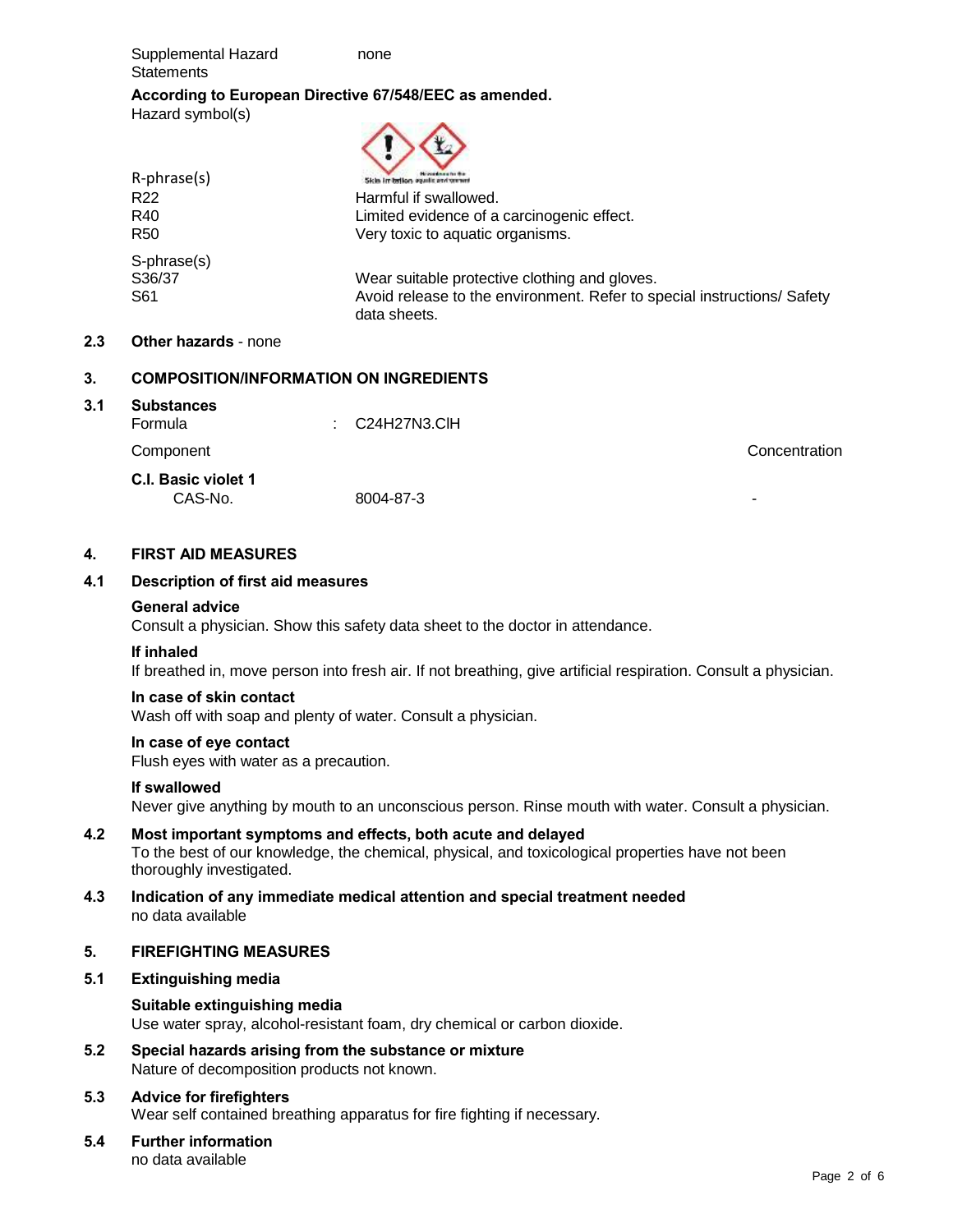Supplemental Hazard Statements: none

**According to European Directive 67/548/EEC as amended.**

Hazard symbol(s)

Skin Irritation, Hazardous to the aquatic environment

R-phrase(s)

| | |
|---|---|
| R22 | Harmful if swallowed. |
| R40 | Limited evidence of a carcinogenic effect. |
| R50 | Very toxic to aquatic organisms. |

S-phrase(s)

| | |
|---|---|
| S36/37 | Wear suitable protective clothing and gloves. |
| S61 | Avoid release to the environment. Refer to special instructions/ Safety data sheets. |

**2.3 Other hazards** - none

## 3. COMPOSITION/INFORMATION ON INGREDIENTS

### 3.1 Substances

Formula : C24H27N3.ClH

| Component | | Concentration |
|---|---|---|
| **C.I. Basic violet 1** | | |
| CAS-No. | 8004-87-3 | - |

## 4. FIRST AID MEASURES

### 4.1 Description of first aid measures

**General advice**
Consult a physician. Show this safety data sheet to the doctor in attendance.

**If inhaled**
If breathed in, move person into fresh air. If not breathing, give artificial respiration. Consult a physician.

**In case of skin contact**
Wash off with soap and plenty of water. Consult a physician.

**In case of eye contact**
Flush eyes with water as a precaution.

**If swallowed**
Never give anything by mouth to an unconscious person. Rinse mouth with water. Consult a physician.

### 4.2 Most important symptoms and effects, both acute and delayed

To the best of our knowledge, the chemical, physical, and toxicological properties have not been thoroughly investigated.

### 4.3 Indication of any immediate medical attention and special treatment needed

no data available

## 5. FIREFIGHTING MEASURES

### 5.1 Extinguishing media

**Suitable extinguishing media**
Use water spray, alcohol-resistant foam, dry chemical or carbon dioxide.

### 5.2 Special hazards arising from the substance or mixture

Nature of decomposition products not known.

### 5.3 Advice for firefighters

Wear self contained breathing apparatus for fire fighting if necessary.

### 5.4 Further information

no data available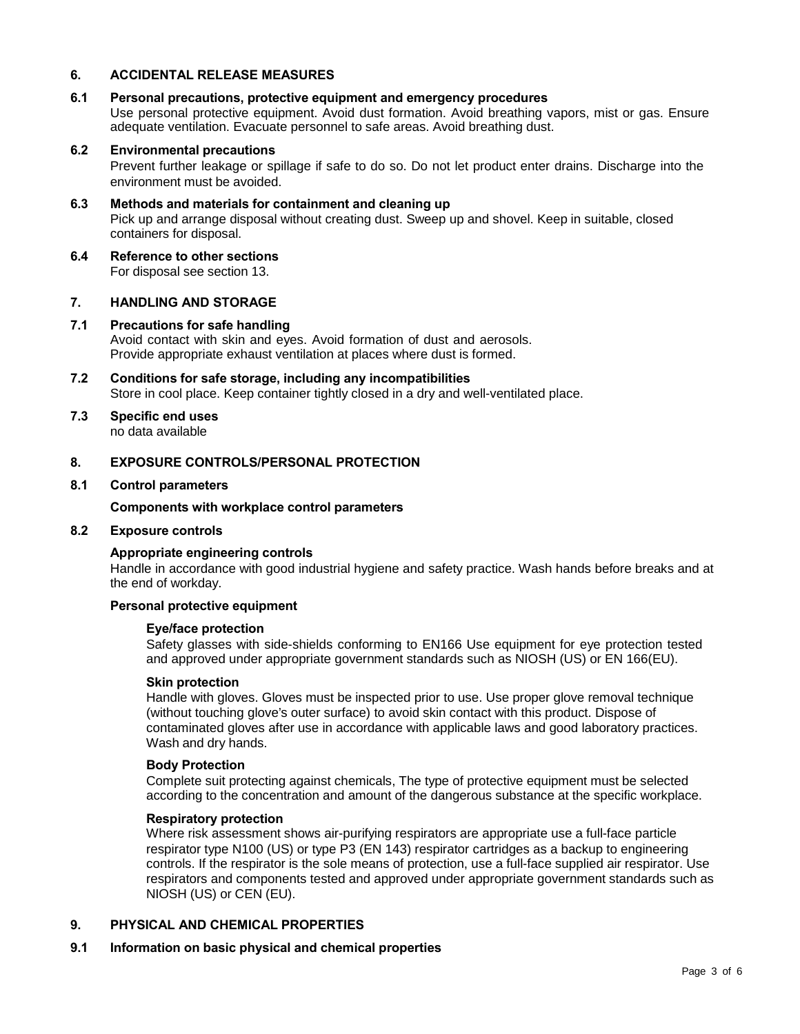## 6. ACCIDENTAL RELEASE MEASURES

### 6.1 Personal precautions, protective equipment and emergency procedures

Use personal protective equipment. Avoid dust formation. Avoid breathing vapors, mist or gas. Ensure adequate ventilation. Evacuate personnel to safe areas. Avoid breathing dust.

### 6.2 Environmental precautions

Prevent further leakage or spillage if safe to do so. Do not let product enter drains. Discharge into the environment must be avoided.

### 6.3 Methods and materials for containment and cleaning up

Pick up and arrange disposal without creating dust. Sweep up and shovel. Keep in suitable, closed containers for disposal.

### 6.4 Reference to other sections

For disposal see section 13.

## 7. HANDLING AND STORAGE

### 7.1 Precautions for safe handling

Avoid contact with skin and eyes. Avoid formation of dust and aerosols.
Provide appropriate exhaust ventilation at places where dust is formed.

### 7.2 Conditions for safe storage, including any incompatibilities

Store in cool place. Keep container tightly closed in a dry and well-ventilated place.

### 7.3 Specific end uses

no data available

## 8. EXPOSURE CONTROLS/PERSONAL PROTECTION

### 8.1 Control parameters

**Components with workplace control parameters**

### 8.2 Exposure controls

**Appropriate engineering controls**

Handle in accordance with good industrial hygiene and safety practice. Wash hands before breaks and at the end of workday.

**Personal protective equipment**

**Eye/face protection**

Safety glasses with side-shields conforming to EN166 Use equipment for eye protection tested and approved under appropriate government standards such as NIOSH (US) or EN 166(EU).

**Skin protection**

Handle with gloves. Gloves must be inspected prior to use. Use proper glove removal technique (without touching glove's outer surface) to avoid skin contact with this product. Dispose of contaminated gloves after use in accordance with applicable laws and good laboratory practices. Wash and dry hands.

**Body Protection**

Complete suit protecting against chemicals, The type of protective equipment must be selected according to the concentration and amount of the dangerous substance at the specific workplace.

**Respiratory protection**

Where risk assessment shows air-purifying respirators are appropriate use a full-face particle respirator type N100 (US) or type P3 (EN 143) respirator cartridges as a backup to engineering controls. If the respirator is the sole means of protection, use a full-face supplied air respirator. Use respirators and components tested and approved under appropriate government standards such as NIOSH (US) or CEN (EU).

## 9. PHYSICAL AND CHEMICAL PROPERTIES

### 9.1 Information on basic physical and chemical properties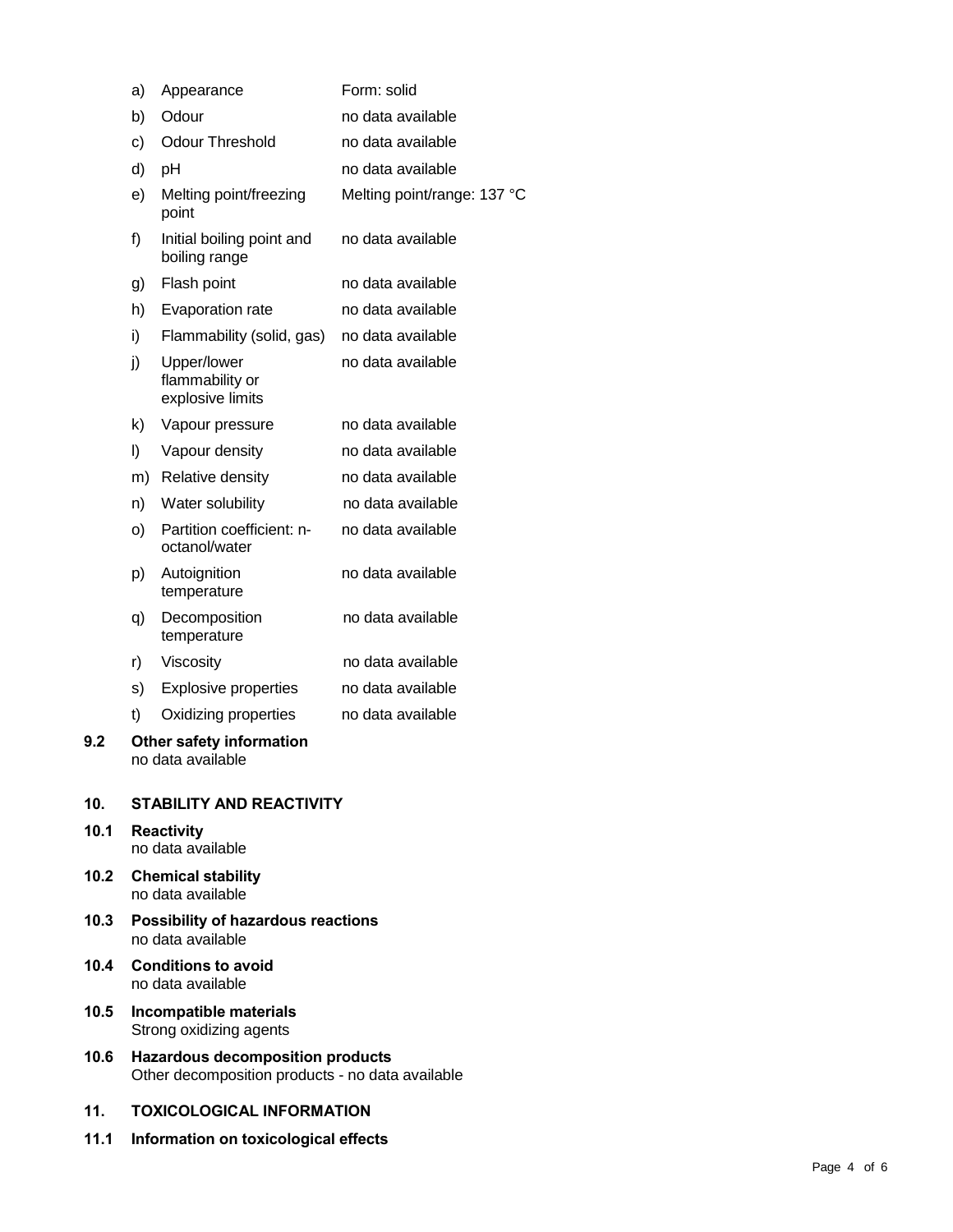| | | |
|---|---|---|
| a) | Appearance | Form: solid |
| b) | Odour | no data available |
| c) | Odour Threshold | no data available |
| d) | pH | no data available |
| e) | Melting point/freezing point | Melting point/range: 137 °C |
| f) | Initial boiling point and boiling range | no data available |
| g) | Flash point | no data available |
| h) | Evaporation rate | no data available |
| i) | Flammability (solid, gas) | no data available |
| j) | Upper/lower flammability or explosive limits | no data available |
| k) | Vapour pressure | no data available |
| l) | Vapour density | no data available |
| m) | Relative density | no data available |
| n) | Water solubility | no data available |
| o) | Partition coefficient: n-octanol/water | no data available |
| p) | Autoignition temperature | no data available |
| q) | Decomposition temperature | no data available |
| r) | Viscosity | no data available |
| s) | Explosive properties | no data available |
| t) | Oxidizing properties | no data available |

**9.2 Other safety information**
no data available

## 10. STABILITY AND REACTIVITY

**10.1 Reactivity**
no data available

**10.2 Chemical stability**
no data available

**10.3 Possibility of hazardous reactions**
no data available

**10.4 Conditions to avoid**
no data available

**10.5 Incompatible materials**
Strong oxidizing agents

**10.6 Hazardous decomposition products**
Other decomposition products - no data available

## 11. TOXICOLOGICAL INFORMATION

**11.1 Information on toxicological effects**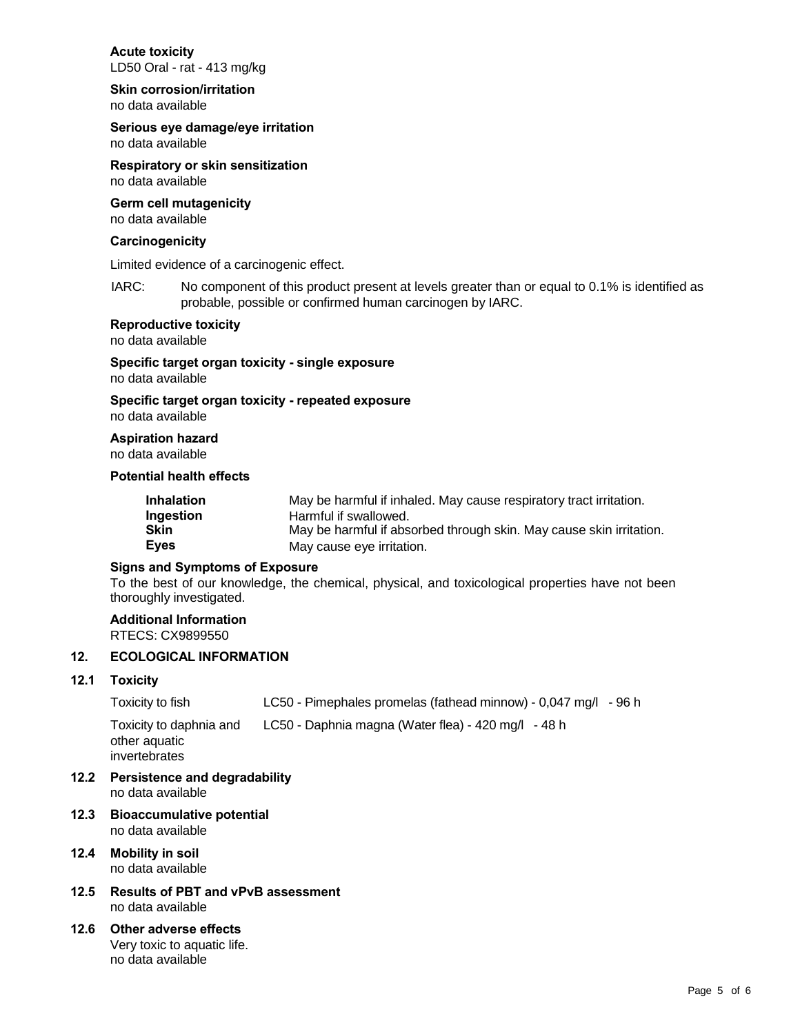**Acute toxicity**
LD50 Oral - rat - 413 mg/kg

**Skin corrosion/irritation**
no data available

**Serious eye damage/eye irritation**
no data available

**Respiratory or skin sensitization**
no data available

**Germ cell mutagenicity**
no data available

**Carcinogenicity**

Limited evidence of a carcinogenic effect.

IARC: No component of this product present at levels greater than or equal to 0.1% is identified as probable, possible or confirmed human carcinogen by IARC.

**Reproductive toxicity**
no data available

**Specific target organ toxicity - single exposure**
no data available

**Specific target organ toxicity - repeated exposure**
no data available

**Aspiration hazard**
no data available

**Potential health effects**

| | |
|---|---|
| **Inhalation** | May be harmful if inhaled. May cause respiratory tract irritation. |
| **Ingestion** | Harmful if swallowed. |
| **Skin** | May be harmful if absorbed through skin. May cause skin irritation. |
| **Eyes** | May cause eye irritation. |

**Signs and Symptoms of Exposure**
To the best of our knowledge, the chemical, physical, and toxicological properties have not been thoroughly investigated.

**Additional Information**
RTECS: CX9899550

## 12. ECOLOGICAL INFORMATION

### 12.1 Toxicity

| | |
|---|---|
| Toxicity to fish | LC50 - Pimephales promelas (fathead minnow) - 0,047 mg/l - 96 h |
| Toxicity to daphnia and other aquatic invertebrates | LC50 - Daphnia magna (Water flea) - 420 mg/l - 48 h |

### 12.2 Persistence and degradability
no data available

### 12.3 Bioaccumulative potential
no data available

### 12.4 Mobility in soil
no data available

### 12.5 Results of PBT and vPvB assessment
no data available

### 12.6 Other adverse effects
Very toxic to aquatic life.
no data available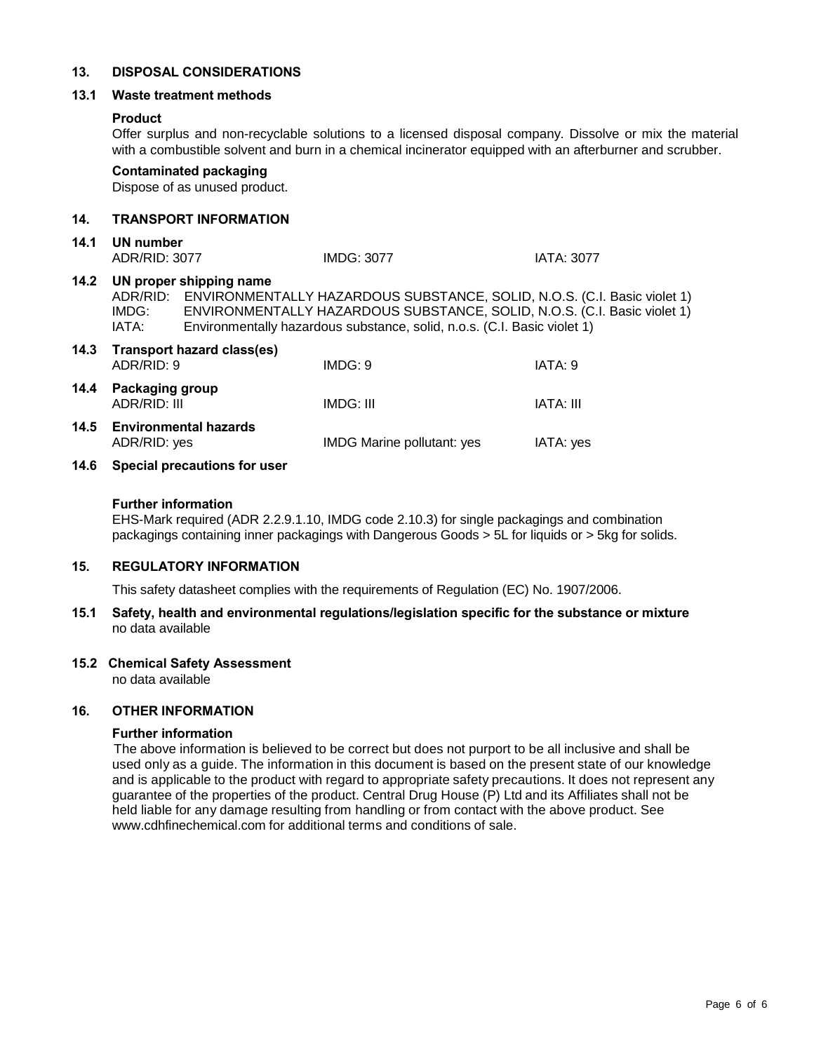## 13. DISPOSAL CONSIDERATIONS

### 13.1 Waste treatment methods

**Product**

Offer surplus and non-recyclable solutions to a licensed disposal company. Dissolve or mix the material with a combustible solvent and burn in a chemical incinerator equipped with an afterburner and scrubber.

**Contaminated packaging**

Dispose of as unused product.

## 14. TRANSPORT INFORMATION

### 14.1 UN number

| | | |
|---|---|---|
| ADR/RID: 3077 | IMDG: 3077 | IATA: 3077 |

### 14.2 UN proper shipping name

| | |
|---|---|
| ADR/RID: | ENVIRONMENTALLY HAZARDOUS SUBSTANCE, SOLID, N.O.S. (C.I. Basic violet 1) |
| IMDG: | ENVIRONMENTALLY HAZARDOUS SUBSTANCE, SOLID, N.O.S. (C.I. Basic violet 1) |
| IATA: | Environmentally hazardous substance, solid, n.o.s. (C.I. Basic violet 1) |

### 14.3 Transport hazard class(es)

| | | |
|---|---|---|
| ADR/RID: 9 | IMDG: 9 | IATA: 9 |

### 14.4 Packaging group

| | | |
|---|---|---|
| ADR/RID: III | IMDG: III | IATA: III |

### 14.5 Environmental hazards

| | | |
|---|---|---|
| ADR/RID: yes | IMDG Marine pollutant: yes | IATA: yes |

### 14.6 Special precautions for user

**Further information**

EHS-Mark required (ADR 2.2.9.1.10, IMDG code 2.10.3) for single packagings and combination packagings containing inner packagings with Dangerous Goods > 5L for liquids or > 5kg for solids.

## 15. REGULATORY INFORMATION

This safety datasheet complies with the requirements of Regulation (EC) No. 1907/2006.

### 15.1 Safety, health and environmental regulations/legislation specific for the substance or mixture

no data available

### 15.2 Chemical Safety Assessment

no data available

## 16. OTHER INFORMATION

**Further information**

The above information is believed to be correct but does not purport to be all inclusive and shall be used only as a guide. The information in this document is based on the present state of our knowledge and is applicable to the product with regard to appropriate safety precautions. It does not represent any guarantee of the properties of the product. Central Drug House (P) Ltd and its Affiliates shall not be held liable for any damage resulting from handling or from contact with the above product. See www.cdhfinechemical.com for additional terms and conditions of sale.